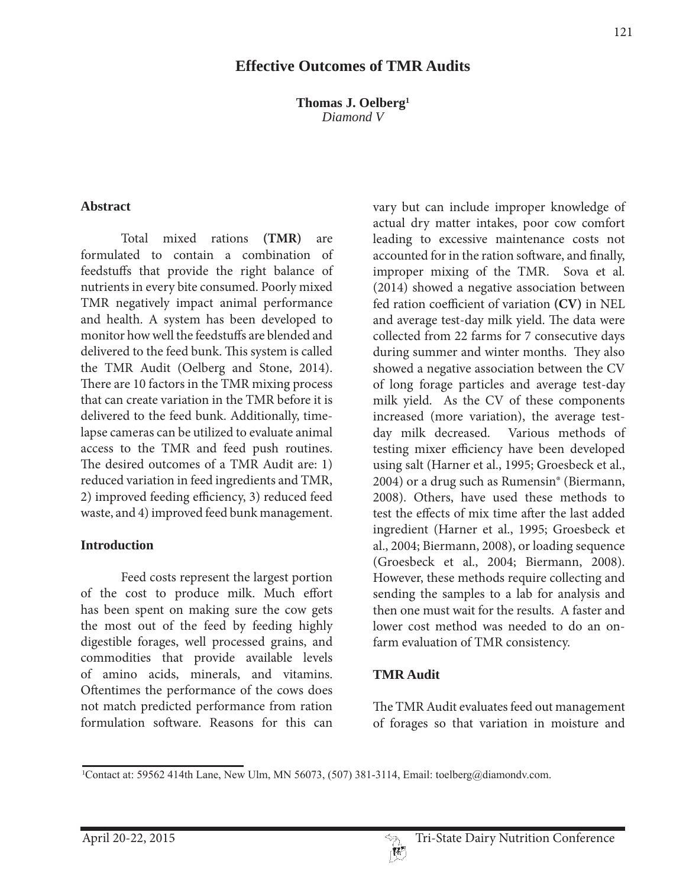# Effective Outcomes of TMR Audits

**Thomas J. Oelberg[1]**
*Diamond V*

## Abstract

Total mixed rations **(TMR)** are formulated to contain a combination of feedstuffs that provide the right balance of nutrients in every bite consumed. Poorly mixed TMR negatively impact animal performance and health. A system has been developed to monitor how well the feedstuffs are blended and delivered to the feed bunk. This system is called the TMR Audit (Oelberg and Stone, 2014). There are 10 factors in the TMR mixing process that can create variation in the TMR before it is delivered to the feed bunk. Additionally, time-lapse cameras can be utilized to evaluate animal access to the TMR and feed push routines. The desired outcomes of a TMR Audit are: 1) reduced variation in feed ingredients and TMR, 2) improved feeding efficiency, 3) reduced feed waste, and 4) improved feed bunk management.

## Introduction

Feed costs represent the largest portion of the cost to produce milk. Much effort has been spent on making sure the cow gets the most out of the feed by feeding highly digestible forages, well processed grains, and commodities that provide available levels of amino acids, minerals, and vitamins. Oftentimes the performance of the cows does not match predicted performance from ration formulation software. Reasons for this can vary but can include improper knowledge of actual dry matter intakes, poor cow comfort leading to excessive maintenance costs not accounted for in the ration software, and finally, improper mixing of the TMR. Sova et al. (2014) showed a negative association between fed ration coefficient of variation **(CV)** in NEL and average test-day milk yield. The data were collected from 22 farms for 7 consecutive days during summer and winter months. They also showed a negative association between the CV of long forage particles and average test-day milk yield. As the CV of these components increased (more variation), the average test-day milk decreased. Various methods of testing mixer efficiency have been developed using salt (Harner et al., 1995; Groesbeck et al., 2004) or a drug such as Rumensin® (Biermann, 2008). Others, have used these methods to test the effects of mix time after the last added ingredient (Harner et al., 1995; Groesbeck et al., 2004; Biermann, 2008), or loading sequence (Groesbeck et al., 2004; Biermann, 2008). However, these methods require collecting and sending the samples to a lab for analysis and then one must wait for the results. A faster and lower cost method was needed to do an on-farm evaluation of TMR consistency.

## TMR Audit

The TMR Audit evaluates feed out management of forages so that variation in moisture and

[1]Contact at: 59562 414th Lane, New Ulm, MN 56073, (507) 381-3114, Email: toelberg@diamondv.com.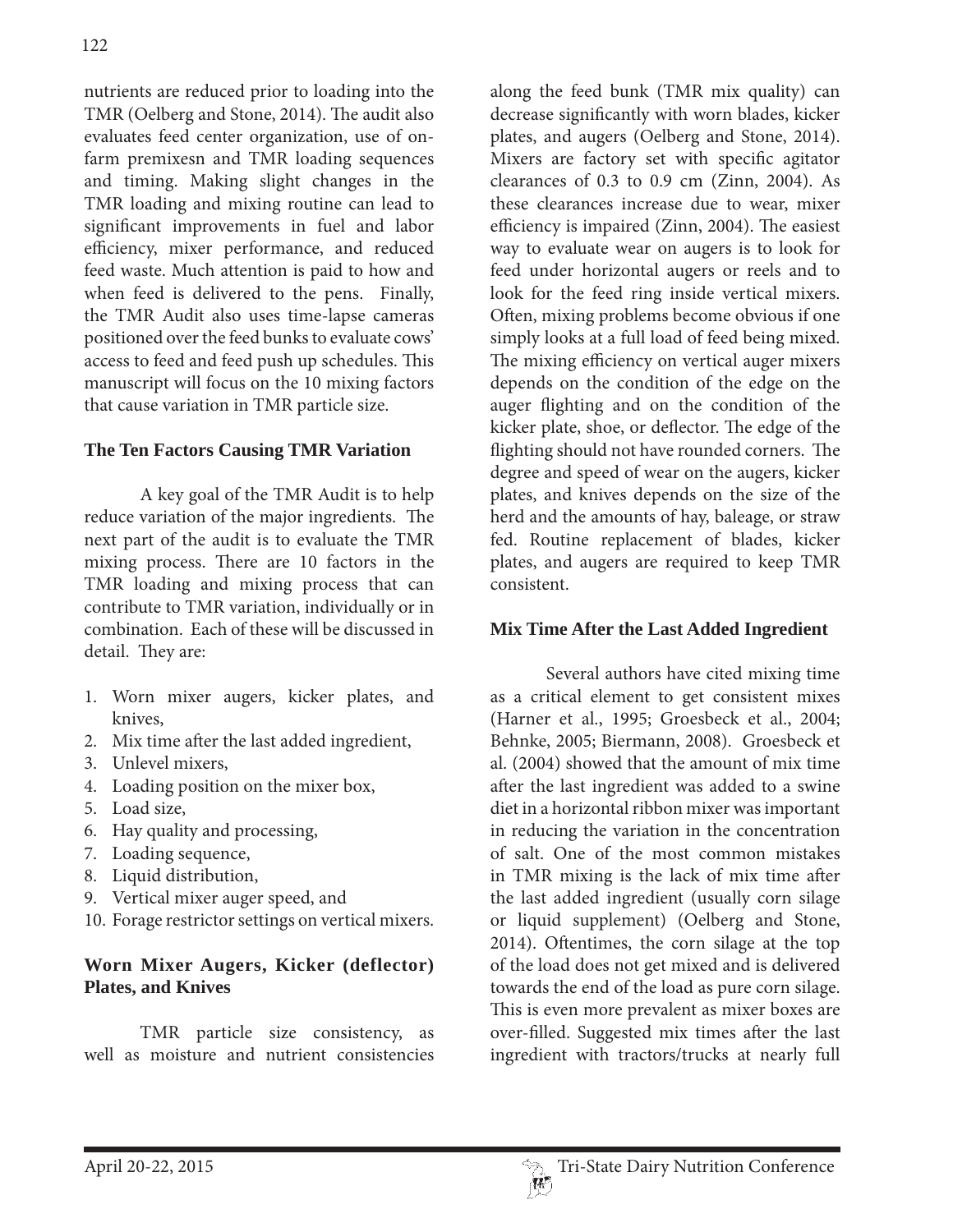nutrients are reduced prior to loading into the TMR (Oelberg and Stone, 2014). The audit also evaluates feed center organization, use of on-farm premixesn and TMR loading sequences and timing. Making slight changes in the TMR loading and mixing routine can lead to significant improvements in fuel and labor efficiency, mixer performance, and reduced feed waste. Much attention is paid to how and when feed is delivered to the pens. Finally, the TMR Audit also uses time-lapse cameras positioned over the feed bunks to evaluate cows' access to feed and feed push up schedules. This manuscript will focus on the 10 mixing factors that cause variation in TMR particle size.

## The Ten Factors Causing TMR Variation

A key goal of the TMR Audit is to help reduce variation of the major ingredients. The next part of the audit is to evaluate the TMR mixing process. There are 10 factors in the TMR loading and mixing process that can contribute to TMR variation, individually or in combination. Each of these will be discussed in detail. They are:

1. Worn mixer augers, kicker plates, and knives,
2. Mix time after the last added ingredient,
3. Unlevel mixers,
4. Loading position on the mixer box,
5. Load size,
6. Hay quality and processing,
7. Loading sequence,
8. Liquid distribution,
9. Vertical mixer auger speed, and
10. Forage restrictor settings on vertical mixers.

## Worn Mixer Augers, Kicker (deflector) Plates, and Knives

TMR particle size consistency, as well as moisture and nutrient consistencies along the feed bunk (TMR mix quality) can decrease significantly with worn blades, kicker plates, and augers (Oelberg and Stone, 2014). Mixers are factory set with specific agitator clearances of 0.3 to 0.9 cm (Zinn, 2004). As these clearances increase due to wear, mixer efficiency is impaired (Zinn, 2004). The easiest way to evaluate wear on augers is to look for feed under horizontal augers or reels and to look for the feed ring inside vertical mixers. Often, mixing problems become obvious if one simply looks at a full load of feed being mixed. The mixing efficiency on vertical auger mixers depends on the condition of the edge on the auger flighting and on the condition of the kicker plate, shoe, or deflector. The edge of the flighting should not have rounded corners. The degree and speed of wear on the augers, kicker plates, and knives depends on the size of the herd and the amounts of hay, baleage, or straw fed. Routine replacement of blades, kicker plates, and augers are required to keep TMR consistent.

## Mix Time After the Last Added Ingredient

Several authors have cited mixing time as a critical element to get consistent mixes (Harner et al., 1995; Groesbeck et al., 2004; Behnke, 2005; Biermann, 2008). Groesbeck et al. (2004) showed that the amount of mix time after the last ingredient was added to a swine diet in a horizontal ribbon mixer was important in reducing the variation in the concentration of salt. One of the most common mistakes in TMR mixing is the lack of mix time after the last added ingredient (usually corn silage or liquid supplement) (Oelberg and Stone, 2014). Oftentimes, the corn silage at the top of the load does not get mixed and is delivered towards the end of the load as pure corn silage. This is even more prevalent as mixer boxes are over-filled. Suggested mix times after the last ingredient with tractors/trucks at nearly full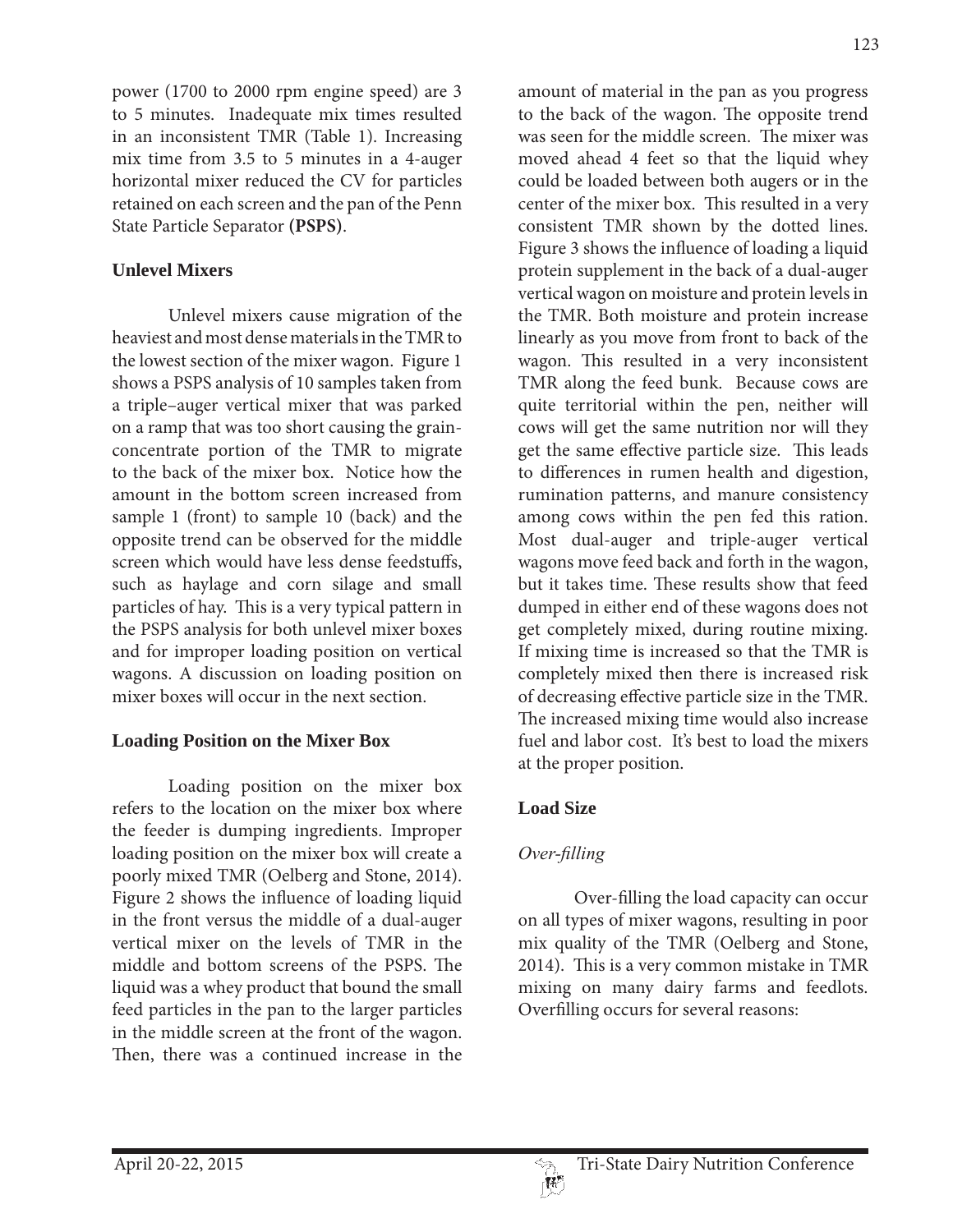power (1700 to 2000 rpm engine speed) are 3 to 5 minutes. Inadequate mix times resulted in an inconsistent TMR (Table 1). Increasing mix time from 3.5 to 5 minutes in a 4-auger horizontal mixer reduced the CV for particles retained on each screen and the pan of the Penn State Particle Separator **(PSPS)**.

### Unlevel Mixers

Unlevel mixers cause migration of the heaviest and most dense materials in the TMR to the lowest section of the mixer wagon. Figure 1 shows a PSPS analysis of 10 samples taken from a triple–auger vertical mixer that was parked on a ramp that was too short causing the grain-concentrate portion of the TMR to migrate to the back of the mixer box. Notice how the amount in the bottom screen increased from sample 1 (front) to sample 10 (back) and the opposite trend can be observed for the middle screen which would have less dense feedstuffs, such as haylage and corn silage and small particles of hay. This is a very typical pattern in the PSPS analysis for both unlevel mixer boxes and for improper loading position on vertical wagons. A discussion on loading position on mixer boxes will occur in the next section.

### Loading Position on the Mixer Box

Loading position on the mixer box refers to the location on the mixer box where the feeder is dumping ingredients. Improper loading position on the mixer box will create a poorly mixed TMR (Oelberg and Stone, 2014). Figure 2 shows the influence of loading liquid in the front versus the middle of a dual-auger vertical mixer on the levels of TMR in the middle and bottom screens of the PSPS. The liquid was a whey product that bound the small feed particles in the pan to the larger particles in the middle screen at the front of the wagon. Then, there was a continued increase in the amount of material in the pan as you progress to the back of the wagon. The opposite trend was seen for the middle screen. The mixer was moved ahead 4 feet so that the liquid whey could be loaded between both augers or in the center of the mixer box. This resulted in a very consistent TMR shown by the dotted lines. Figure 3 shows the influence of loading a liquid protein supplement in the back of a dual-auger vertical wagon on moisture and protein levels in the TMR. Both moisture and protein increase linearly as you move from front to back of the wagon. This resulted in a very inconsistent TMR along the feed bunk. Because cows are quite territorial within the pen, neither will cows will get the same nutrition nor will they get the same effective particle size. This leads to differences in rumen health and digestion, rumination patterns, and manure consistency among cows within the pen fed this ration. Most dual-auger and triple-auger vertical wagons move feed back and forth in the wagon, but it takes time. These results show that feed dumped in either end of these wagons does not get completely mixed, during routine mixing. If mixing time is increased so that the TMR is completely mixed then there is increased risk of decreasing effective particle size in the TMR. The increased mixing time would also increase fuel and labor cost. It's best to load the mixers at the proper position.

### Load Size

#### *Over-filling*

Over-filling the load capacity can occur on all types of mixer wagons, resulting in poor mix quality of the TMR (Oelberg and Stone, 2014). This is a very common mistake in TMR mixing on many dairy farms and feedlots. Overfilling occurs for several reasons: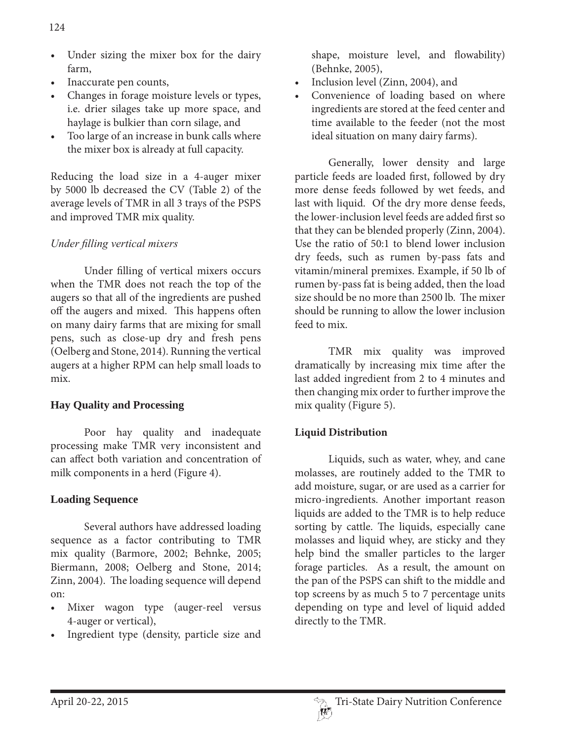- Under sizing the mixer box for the dairy farm,
- Inaccurate pen counts,
- Changes in forage moisture levels or types, i.e. drier silages take up more space, and haylage is bulkier than corn silage, and
- Too large of an increase in bunk calls where the mixer box is already at full capacity.

Reducing the load size in a 4-auger mixer by 5000 lb decreased the CV (Table 2) of the average levels of TMR in all 3 trays of the PSPS and improved TMR mix quality.

*Under filling vertical mixers*

Under filling of vertical mixers occurs when the TMR does not reach the top of the augers so that all of the ingredients are pushed off the augers and mixed. This happens often on many dairy farms that are mixing for small pens, such as close-up dry and fresh pens (Oelberg and Stone, 2014). Running the vertical augers at a higher RPM can help small loads to mix.

## Hay Quality and Processing

Poor hay quality and inadequate processing make TMR very inconsistent and can affect both variation and concentration of milk components in a herd (Figure 4).

## Loading Sequence

Several authors have addressed loading sequence as a factor contributing to TMR mix quality (Barmore, 2002; Behnke, 2005; Biermann, 2008; Oelberg and Stone, 2014; Zinn, 2004). The loading sequence will depend on:

- Mixer wagon type (auger-reel versus 4-auger or vertical),
- Ingredient type (density, particle size and shape, moisture level, and flowability) (Behnke, 2005),
- Inclusion level (Zinn, 2004), and
- Convenience of loading based on where ingredients are stored at the feed center and time available to the feeder (not the most ideal situation on many dairy farms).

Generally, lower density and large particle feeds are loaded first, followed by dry more dense feeds followed by wet feeds, and last with liquid. Of the dry more dense feeds, the lower-inclusion level feeds are added first so that they can be blended properly (Zinn, 2004). Use the ratio of 50:1 to blend lower inclusion dry feeds, such as rumen by-pass fats and vitamin/mineral premixes. Example, if 50 lb of rumen by-pass fat is being added, then the load size should be no more than 2500 lb. The mixer should be running to allow the lower inclusion feed to mix.

TMR mix quality was improved dramatically by increasing mix time after the last added ingredient from 2 to 4 minutes and then changing mix order to further improve the mix quality (Figure 5).

## Liquid Distribution

Liquids, such as water, whey, and cane molasses, are routinely added to the TMR to add moisture, sugar, or are used as a carrier for micro-ingredients. Another important reason liquids are added to the TMR is to help reduce sorting by cattle. The liquids, especially cane molasses and liquid whey, are sticky and they help bind the smaller particles to the larger forage particles. As a result, the amount on the pan of the PSPS can shift to the middle and top screens by as much 5 to 7 percentage units depending on type and level of liquid added directly to the TMR.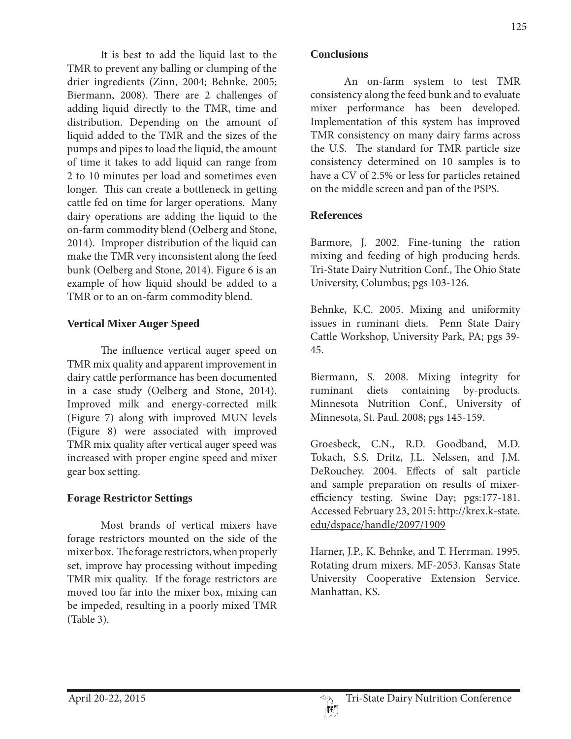It is best to add the liquid last to the TMR to prevent any balling or clumping of the drier ingredients (Zinn, 2004; Behnke, 2005; Biermann, 2008). There are 2 challenges of adding liquid directly to the TMR, time and distribution. Depending on the amount of liquid added to the TMR and the sizes of the pumps and pipes to load the liquid, the amount of time it takes to add liquid can range from 2 to 10 minutes per load and sometimes even longer. This can create a bottleneck in getting cattle fed on time for larger operations. Many dairy operations are adding the liquid to the on-farm commodity blend (Oelberg and Stone, 2014). Improper distribution of the liquid can make the TMR very inconsistent along the feed bunk (Oelberg and Stone, 2014). Figure 6 is an example of how liquid should be added to a TMR or to an on-farm commodity blend.

## Vertical Mixer Auger Speed

The influence vertical auger speed on TMR mix quality and apparent improvement in dairy cattle performance has been documented in a case study (Oelberg and Stone, 2014). Improved milk and energy-corrected milk (Figure 7) along with improved MUN levels (Figure 8) were associated with improved TMR mix quality after vertical auger speed was increased with proper engine speed and mixer gear box setting.

## Forage Restrictor Settings

Most brands of vertical mixers have forage restrictors mounted on the side of the mixer box. The forage restrictors, when properly set, improve hay processing without impeding TMR mix quality. If the forage restrictors are moved too far into the mixer box, mixing can be impeded, resulting in a poorly mixed TMR (Table 3).

## Conclusions

An on-farm system to test TMR consistency along the feed bunk and to evaluate mixer performance has been developed. Implementation of this system has improved TMR consistency on many dairy farms across the U.S. The standard for TMR particle size consistency determined on 10 samples is to have a CV of 2.5% or less for particles retained on the middle screen and pan of the PSPS.

## References

Barmore, J. 2002. Fine-tuning the ration mixing and feeding of high producing herds. Tri-State Dairy Nutrition Conf., The Ohio State University, Columbus; pgs 103-126.

Behnke, K.C. 2005. Mixing and uniformity issues in ruminant diets. Penn State Dairy Cattle Workshop, University Park, PA; pgs 39-45.

Biermann, S. 2008. Mixing integrity for ruminant diets containing by-products. Minnesota Nutrition Conf., University of Minnesota, St. Paul. 2008; pgs 145-159.

Groesbeck, C.N., R.D. Goodband, M.D. Tokach, S.S. Dritz, J.L. Nelssen, and J.M. DeRouchey. 2004. Effects of salt particle and sample preparation on results of mixer-efficiency testing. Swine Day; pgs:177-181. Accessed February 23, 2015: http://krex.k-state.edu/dspace/handle/2097/1909

Harner, J.P., K. Behnke, and T. Herrman. 1995. Rotating drum mixers. MF-2053. Kansas State University Cooperative Extension Service. Manhattan, KS.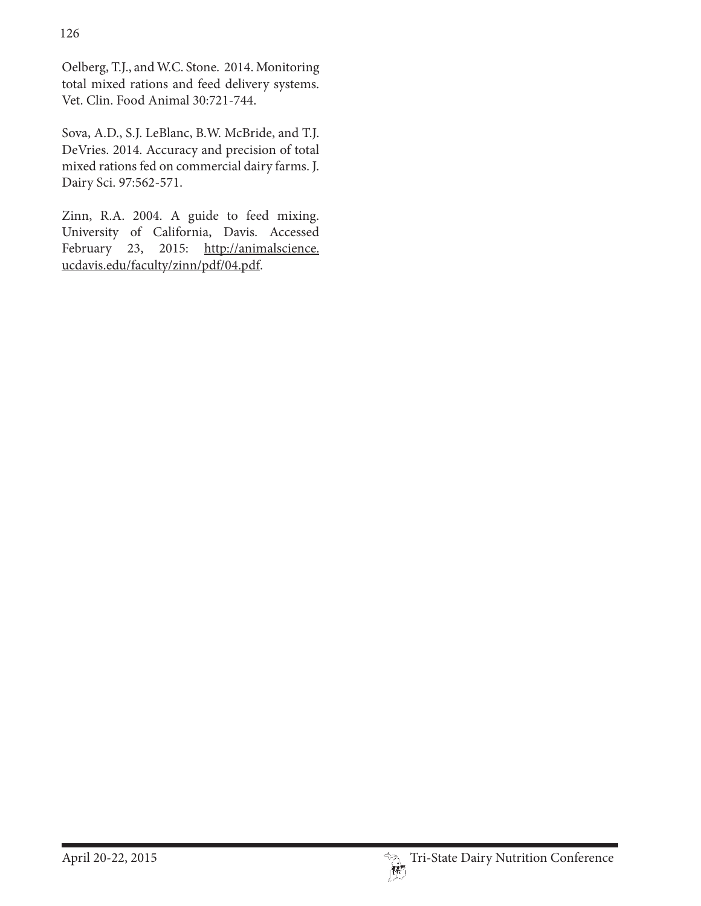Oelberg, T.J., and W.C. Stone. 2014. Monitoring total mixed rations and feed delivery systems. Vet. Clin. Food Animal 30:721-744.

Sova, A.D., S.J. LeBlanc, B.W. McBride, and T.J. DeVries. 2014. Accuracy and precision of total mixed rations fed on commercial dairy farms. J. Dairy Sci. 97:562-571.

Zinn, R.A. 2004. A guide to feed mixing. University of California, Davis. Accessed February 23, 2015: http://animalscience.ucdavis.edu/faculty/zinn/pdf/04.pdf.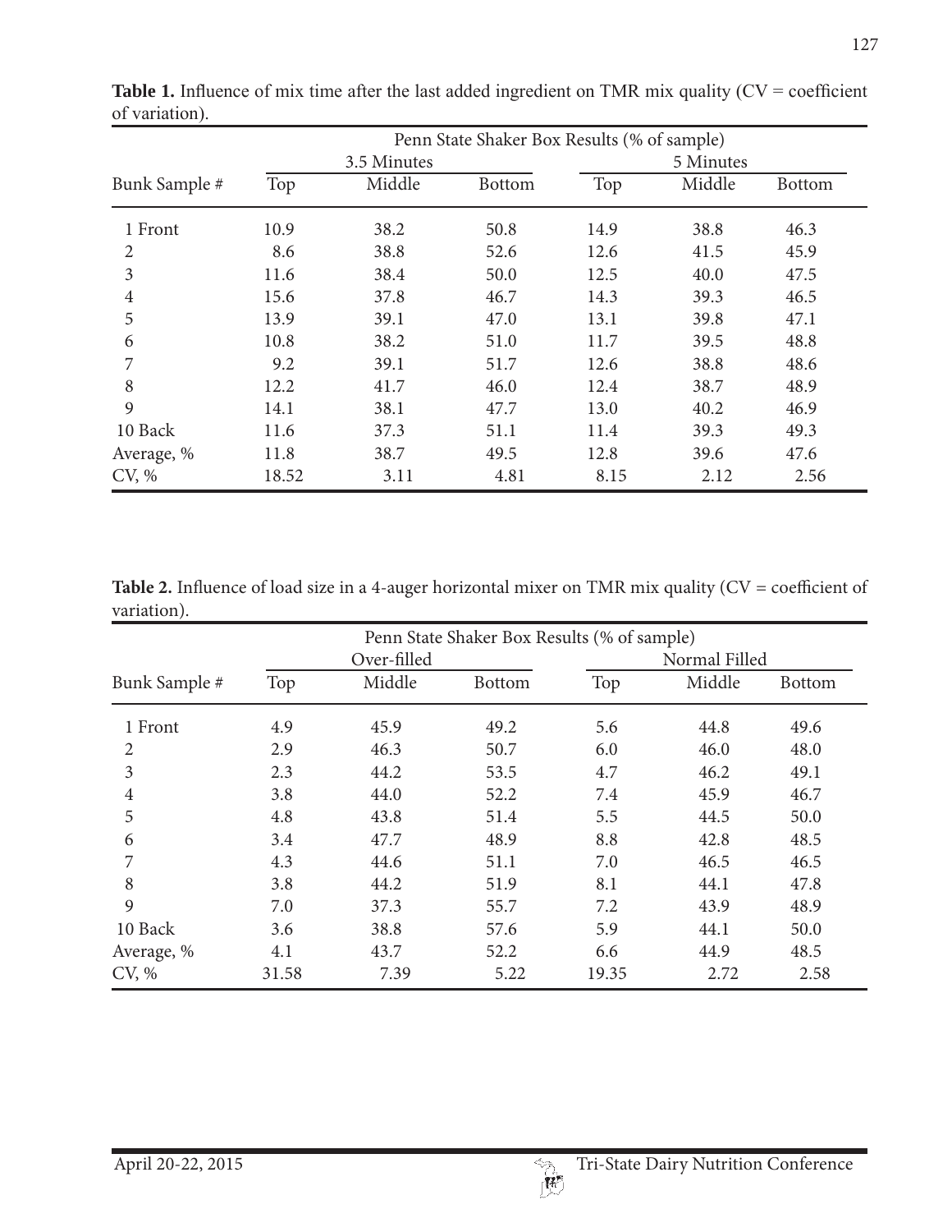**Table 1.** Influence of mix time after the last added ingredient on TMR mix quality (CV = coefficient of variation).

| | Penn State Shaker Box Results (% of sample) | | | | | |
|---|---|---|---|---|---|---|
| | 3.5 Minutes | | | 5 Minutes | | |
| Bunk Sample # | Top | Middle | Bottom | Top | Middle | Bottom |
| 1 Front | 10.9 | 38.2 | 50.8 | 14.9 | 38.8 | 46.3 |
| 2 | 8.6 | 38.8 | 52.6 | 12.6 | 41.5 | 45.9 |
| 3 | 11.6 | 38.4 | 50.0 | 12.5 | 40.0 | 47.5 |
| 4 | 15.6 | 37.8 | 46.7 | 14.3 | 39.3 | 46.5 |
| 5 | 13.9 | 39.1 | 47.0 | 13.1 | 39.8 | 47.1 |
| 6 | 10.8 | 38.2 | 51.0 | 11.7 | 39.5 | 48.8 |
| 7 | 9.2 | 39.1 | 51.7 | 12.6 | 38.8 | 48.6 |
| 8 | 12.2 | 41.7 | 46.0 | 12.4 | 38.7 | 48.9 |
| 9 | 14.1 | 38.1 | 47.7 | 13.0 | 40.2 | 46.9 |
| 10 Back | 11.6 | 37.3 | 51.1 | 11.4 | 39.3 | 49.3 |
| Average, % | 11.8 | 38.7 | 49.5 | 12.8 | 39.6 | 47.6 |
| CV, % | 18.52 | 3.11 | 4.81 | 8.15 | 2.12 | 2.56 |

**Table 2.** Influence of load size in a 4-auger horizontal mixer on TMR mix quality (CV = coefficient of variation).

| | Penn State Shaker Box Results (% of sample) | | | | | |
|---|---|---|---|---|---|---|
| | Over-filled | | | Normal Filled | | |
| Bunk Sample # | Top | Middle | Bottom | Top | Middle | Bottom |
| 1 Front | 4.9 | 45.9 | 49.2 | 5.6 | 44.8 | 49.6 |
| 2 | 2.9 | 46.3 | 50.7 | 6.0 | 46.0 | 48.0 |
| 3 | 2.3 | 44.2 | 53.5 | 4.7 | 46.2 | 49.1 |
| 4 | 3.8 | 44.0 | 52.2 | 7.4 | 45.9 | 46.7 |
| 5 | 4.8 | 43.8 | 51.4 | 5.5 | 44.5 | 50.0 |
| 6 | 3.4 | 47.7 | 48.9 | 8.8 | 42.8 | 48.5 |
| 7 | 4.3 | 44.6 | 51.1 | 7.0 | 46.5 | 46.5 |
| 8 | 3.8 | 44.2 | 51.9 | 8.1 | 44.1 | 47.8 |
| 9 | 7.0 | 37.3 | 55.7 | 7.2 | 43.9 | 48.9 |
| 10 Back | 3.6 | 38.8 | 57.6 | 5.9 | 44.1 | 50.0 |
| Average, % | 4.1 | 43.7 | 52.2 | 6.6 | 44.9 | 48.5 |
| CV, % | 31.58 | 7.39 | 5.22 | 19.35 | 2.72 | 2.58 |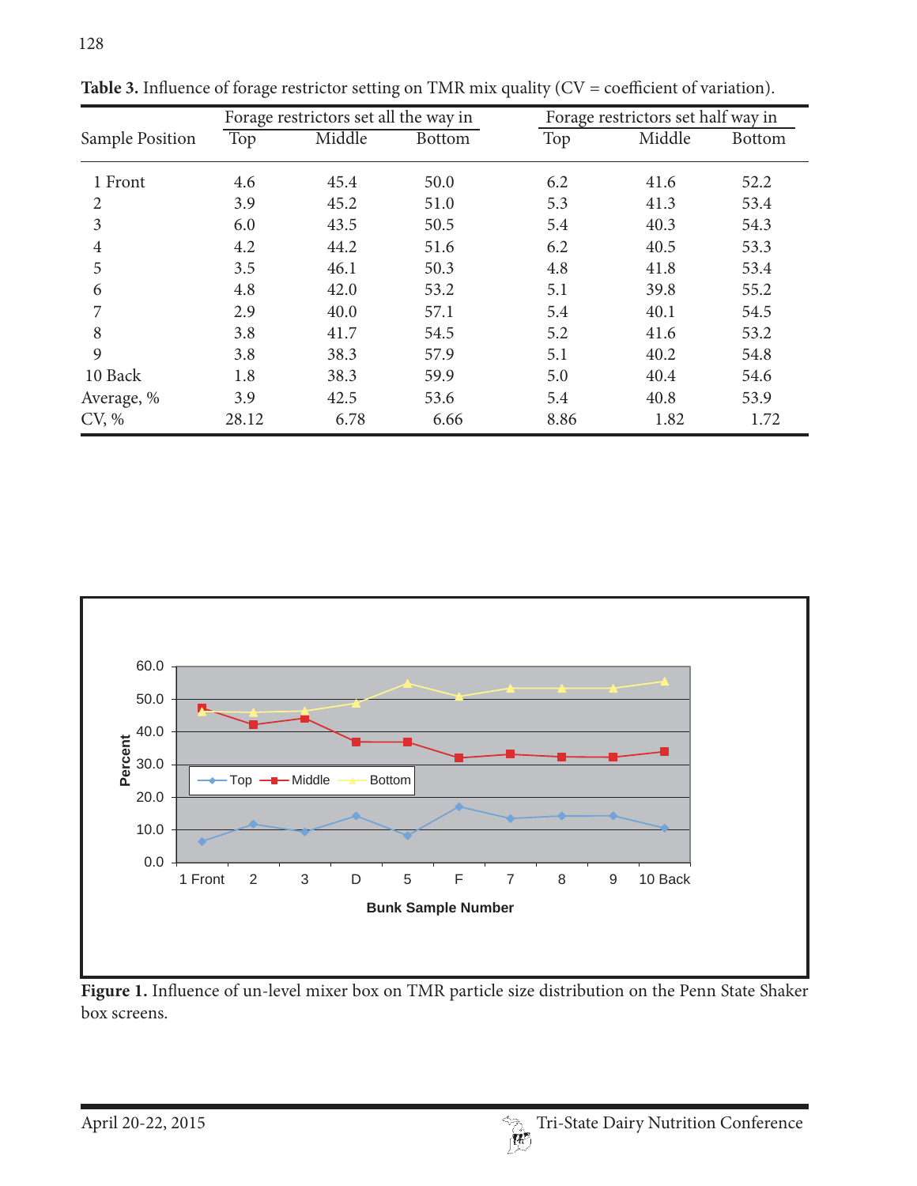**Table 3.** Influence of forage restrictor setting on TMR mix quality (CV = coefficient of variation).

| Sample Position | Forage restrictors set all the way in | | | Forage restrictors set half way in | | |
|---|---|---|---|---|---|---|
| | Top | Middle | Bottom | Top | Middle | Bottom |
| 1 Front | 4.6 | 45.4 | 50.0 | 6.2 | 41.6 | 52.2 |
| 2 | 3.9 | 45.2 | 51.0 | 5.3 | 41.3 | 53.4 |
| 3 | 6.0 | 43.5 | 50.5 | 5.4 | 40.3 | 54.3 |
| 4 | 4.2 | 44.2 | 51.6 | 6.2 | 40.5 | 53.3 |
| 5 | 3.5 | 46.1 | 50.3 | 4.8 | 41.8 | 53.4 |
| 6 | 4.8 | 42.0 | 53.2 | 5.1 | 39.8 | 55.2 |
| 7 | 2.9 | 40.0 | 57.1 | 5.4 | 40.1 | 54.5 |
| 8 | 3.8 | 41.7 | 54.5 | 5.2 | 41.6 | 53.2 |
| 9 | 3.8 | 38.3 | 57.9 | 5.1 | 40.2 | 54.8 |
| 10 Back | 1.8 | 38.3 | 59.9 | 5.0 | 40.4 | 54.6 |
| Average, % | 3.9 | 42.5 | 53.6 | 5.4 | 40.8 | 53.9 |
| CV, % | 28.12 | 6.78 | 6.66 | 8.86 | 1.82 | 1.72 |

**Figure 1.** Influence of un-level mixer box on TMR particle size distribution on the Penn State Shaker box screens.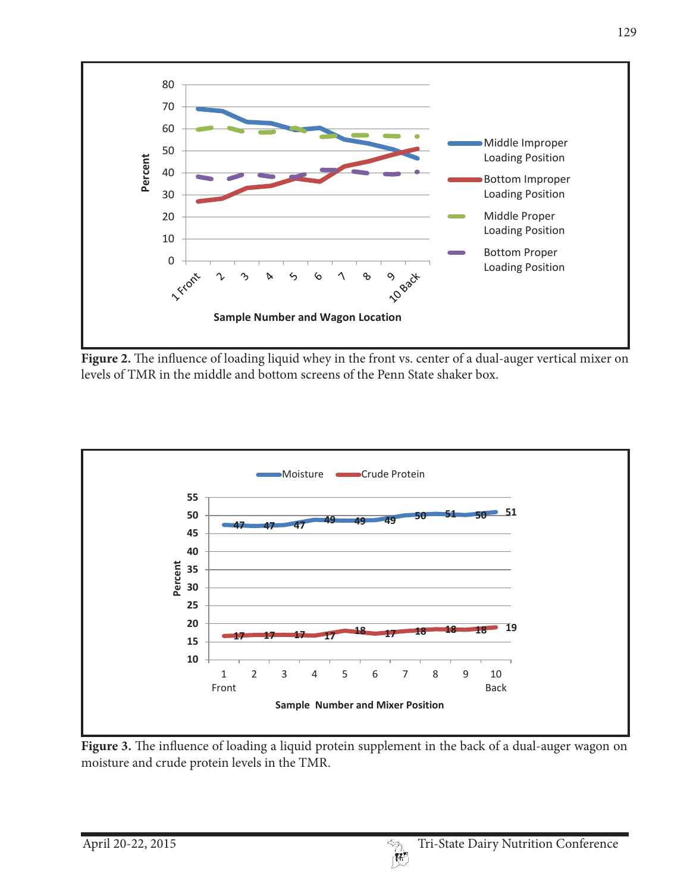Figure 2. The influence of loading liquid whey in the front vs. center of a dual-auger vertical mixer on levels of TMR in the middle and bottom screens of the Penn State shaker box.

Figure 3. The influence of loading a liquid protein supplement in the back of a dual-auger wagon on moisture and crude protein levels in the TMR.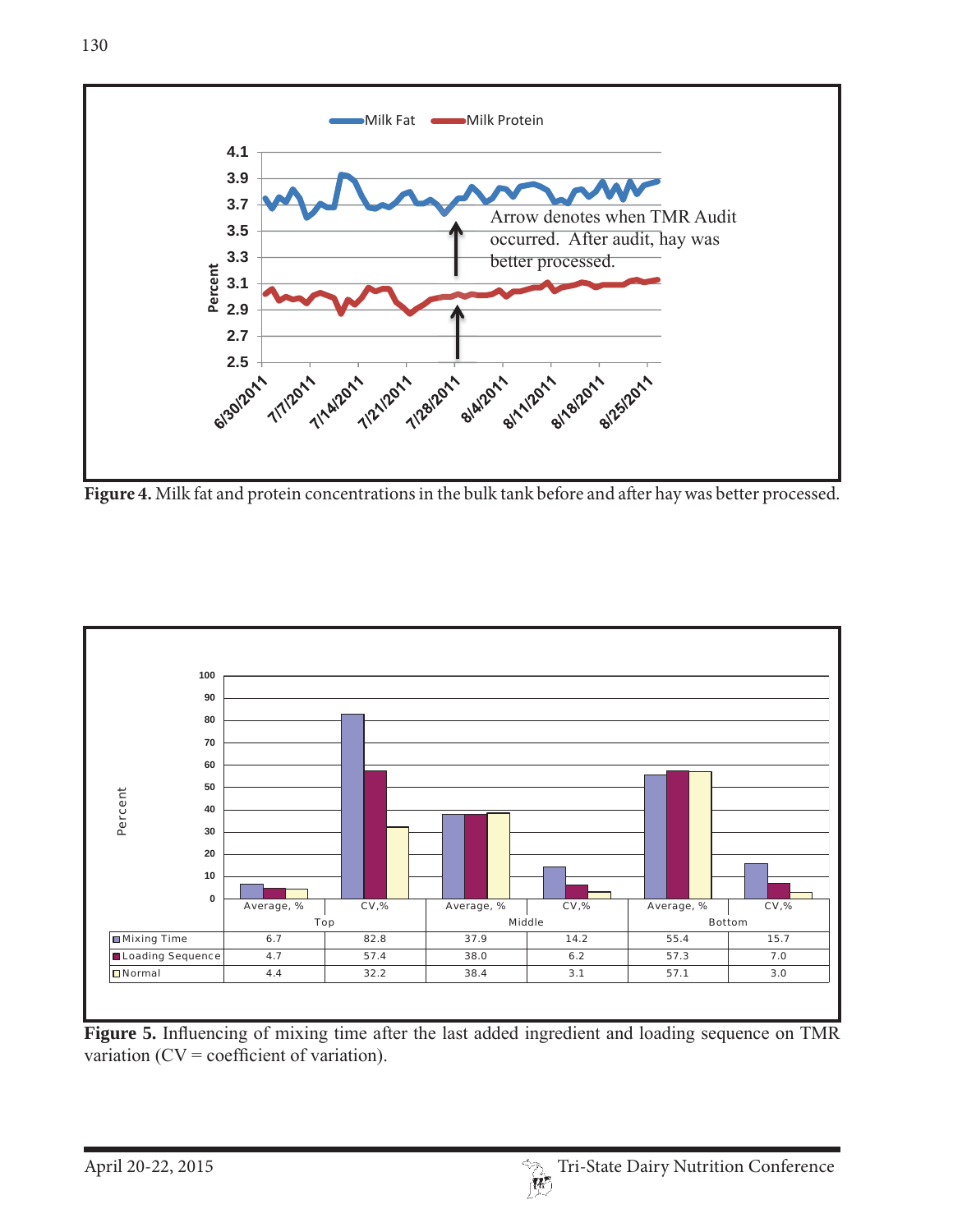Milk Fat / Milk Protein

Arrow denotes when TMR Audit occurred. After audit, hay was better processed.

**Figure 4.** Milk fat and protein concentrations in the bulk tank before and after hay was better processed.

| | Top | | Middle | | Bottom | |
|---|---|---|---|---|---|---|
| | Average, % | CV,% | Average, % | CV,% | Average, % | CV,% |
| Mixing Time | 6.7 | 82.8 | 37.9 | 14.2 | 55.4 | 15.7 |
| Loading Sequence | 4.7 | 57.4 | 38.0 | 6.2 | 57.3 | 7.0 |
| Normal | 4.4 | 32.2 | 38.4 | 3.1 | 57.1 | 3.0 |

**Figure 5.** Influencing of mixing time after the last added ingredient and loading sequence on TMR variation (CV = coefficient of variation).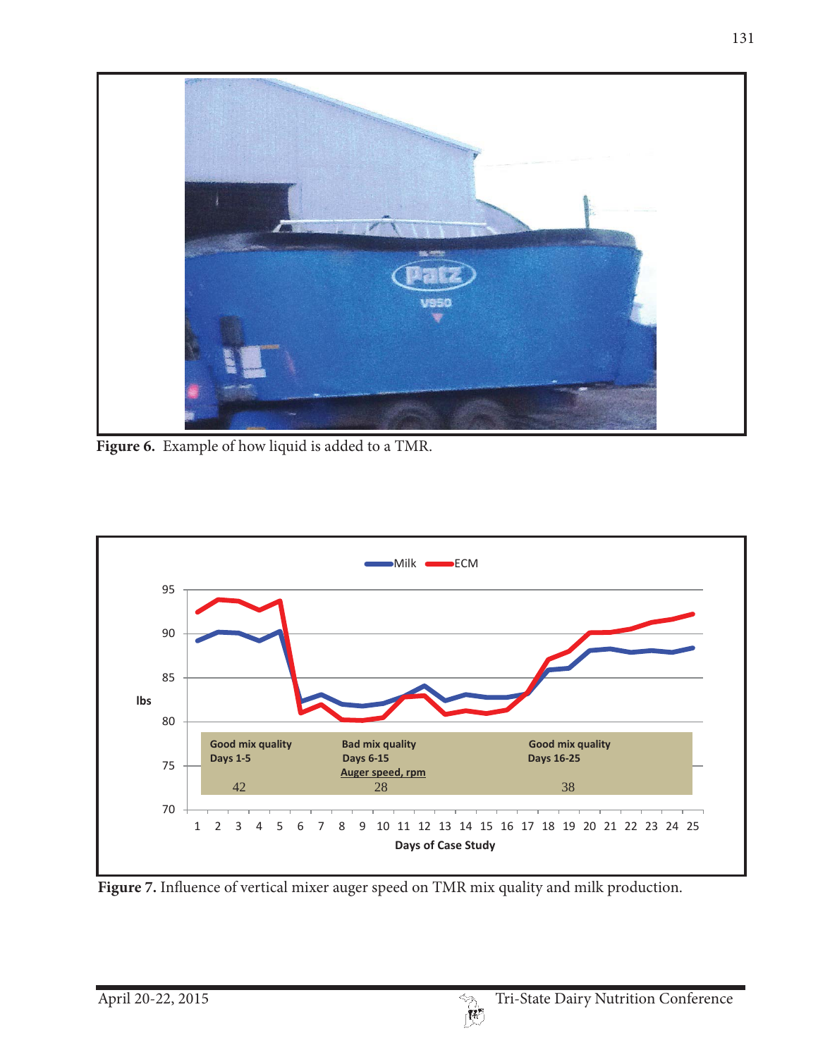Figure 6. Example of how liquid is added to a TMR.

Figure 7. Influence of vertical mixer auger speed on TMR mix quality and milk production.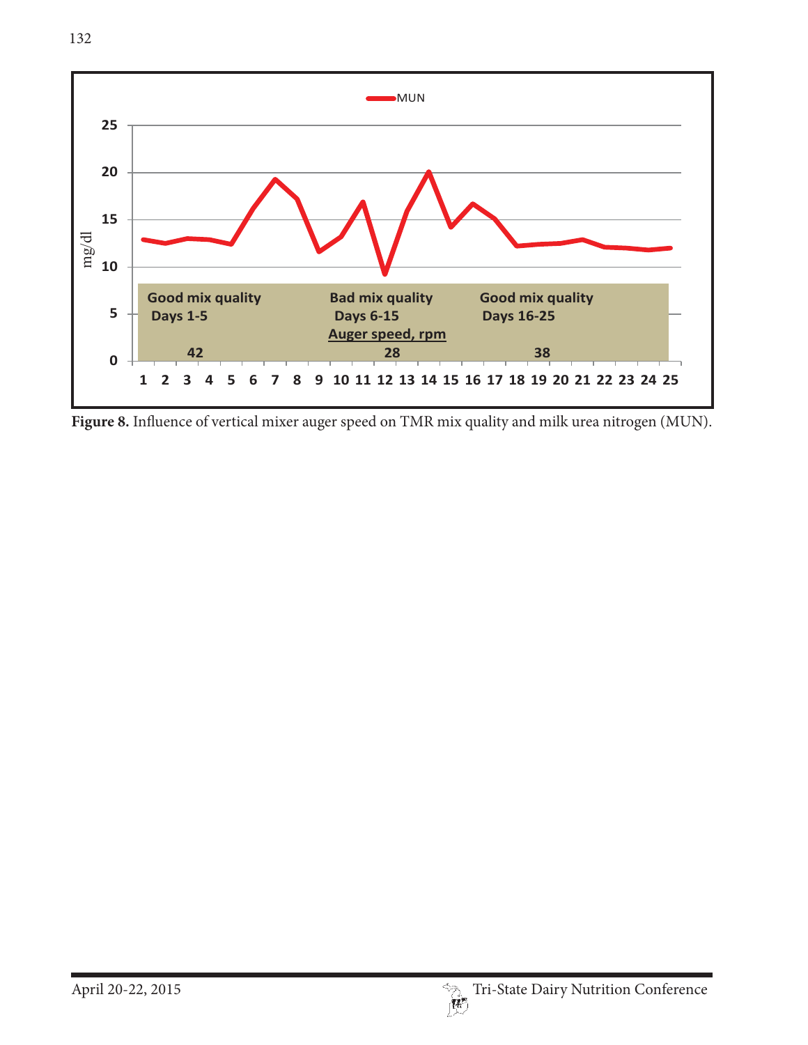MUN

25
20
15
10
5
0

mg/dl

Good mix quality
Days 1-5

Bad mix quality
Days 6-15
Auger speed, rpm

Good mix quality
Days 16-25

42
28
38

1 2 3 4 5 6 7 8 9 10 11 12 13 14 15 16 17 18 19 20 21 22 23 24 25

**Figure 8.** Influence of vertical mixer auger speed on TMR mix quality and milk urea nitrogen (MUN).